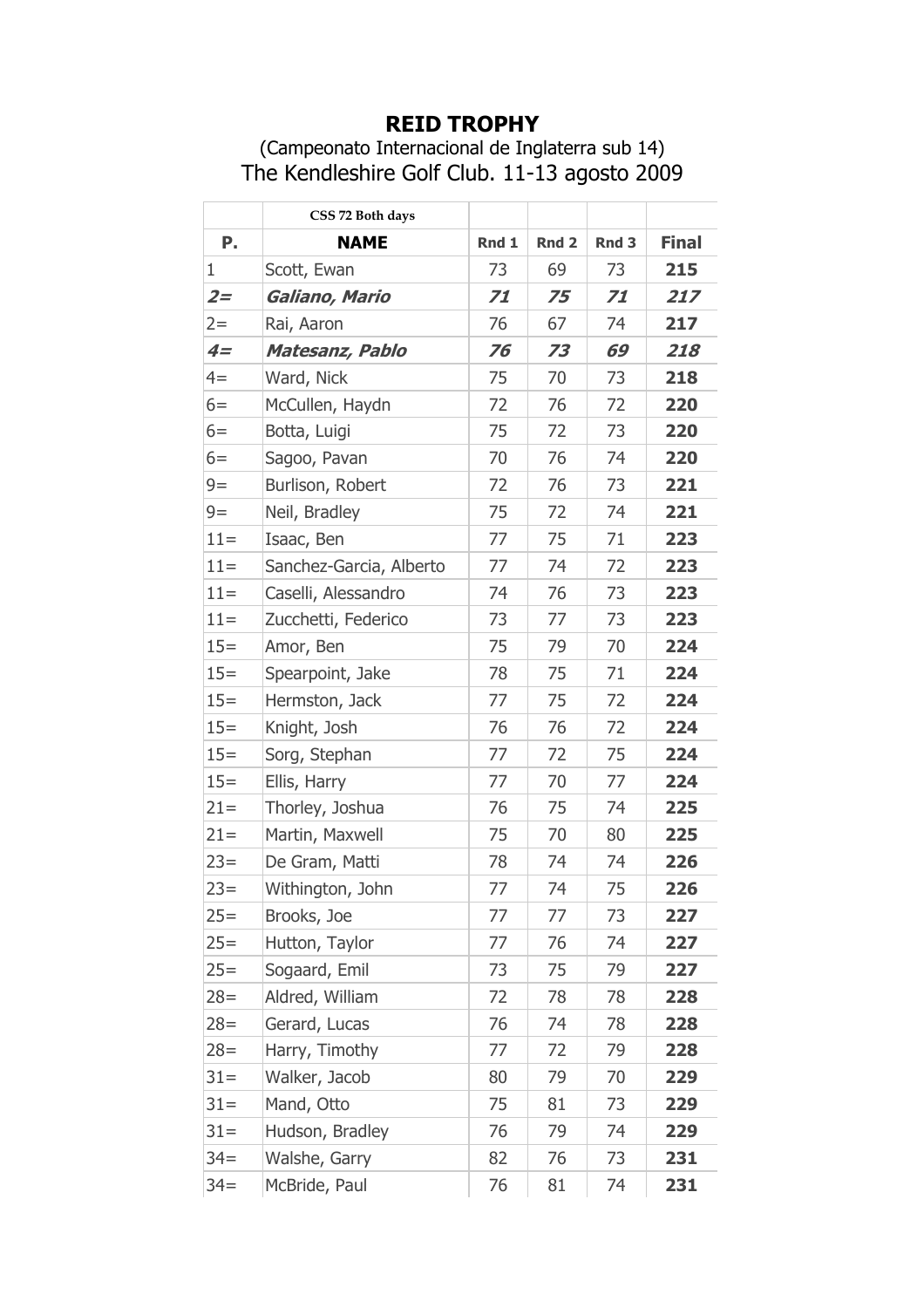# REID TROPHY

(Campeonato Internacional de Inglaterra sub 14)

The Kendleshire Golf Club. 11-13 agosto 2009

| | CSS 72 Both days | | | | |
|---|---|---|---|---|---|
| **P.** | **NAME** | **Rnd 1** | **Rnd 2** | **Rnd 3** | **Final** |
| 1 | Scott, Ewan | 73 | 69 | 73 | **215** |
| ***2=*** | ***Galiano, Mario*** | ***71*** | ***75*** | ***71*** | ***217*** |
| 2= | Rai, Aaron | 76 | 67 | 74 | **217** |
| ***4=*** | ***Matesanz, Pablo*** | ***76*** | ***73*** | ***69*** | ***218*** |
| 4= | Ward, Nick | 75 | 70 | 73 | **218** |
| 6= | McCullen, Haydn | 72 | 76 | 72 | **220** |
| 6= | Botta, Luigi | 75 | 72 | 73 | **220** |
| 6= | Sagoo, Pavan | 70 | 76 | 74 | **220** |
| 9= | Burlison, Robert | 72 | 76 | 73 | **221** |
| 9= | Neil, Bradley | 75 | 72 | 74 | **221** |
| 11= | Isaac, Ben | 77 | 75 | 71 | **223** |
| 11= | Sanchez-Garcia, Alberto | 77 | 74 | 72 | **223** |
| 11= | Caselli, Alessandro | 74 | 76 | 73 | **223** |
| 11= | Zucchetti, Federico | 73 | 77 | 73 | **223** |
| 15= | Amor, Ben | 75 | 79 | 70 | **224** |
| 15= | Spearpoint, Jake | 78 | 75 | 71 | **224** |
| 15= | Hermston, Jack | 77 | 75 | 72 | **224** |
| 15= | Knight, Josh | 76 | 76 | 72 | **224** |
| 15= | Sorg, Stephan | 77 | 72 | 75 | **224** |
| 15= | Ellis, Harry | 77 | 70 | 77 | **224** |
| 21= | Thorley, Joshua | 76 | 75 | 74 | **225** |
| 21= | Martin, Maxwell | 75 | 70 | 80 | **225** |
| 23= | De Gram, Matti | 78 | 74 | 74 | **226** |
| 23= | Withington, John | 77 | 74 | 75 | **226** |
| 25= | Brooks, Joe | 77 | 77 | 73 | **227** |
| 25= | Hutton, Taylor | 77 | 76 | 74 | **227** |
| 25= | Sogaard, Emil | 73 | 75 | 79 | **227** |
| 28= | Aldred, William | 72 | 78 | 78 | **228** |
| 28= | Gerard, Lucas | 76 | 74 | 78 | **228** |
| 28= | Harry, Timothy | 77 | 72 | 79 | **228** |
| 31= | Walker, Jacob | 80 | 79 | 70 | **229** |
| 31= | Mand, Otto | 75 | 81 | 73 | **229** |
| 31= | Hudson, Bradley | 76 | 79 | 74 | **229** |
| 34= | Walshe, Garry | 82 | 76 | 73 | **231** |
| 34= | McBride, Paul | 76 | 81 | 74 | **231** |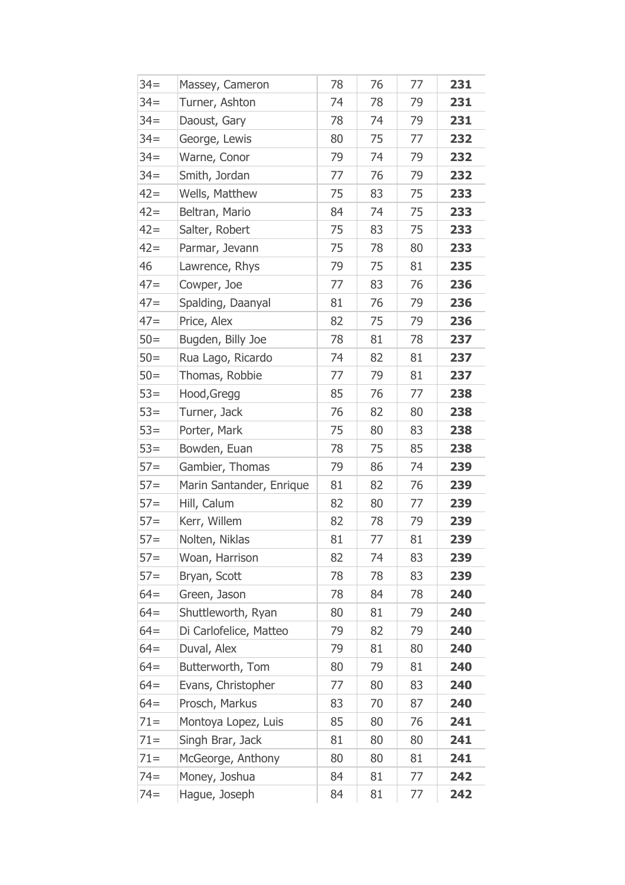| 34= | Massey, Cameron | 78 | 76 | 77 | **231** |
|---|---|---|---|---|---|
| 34= | Turner, Ashton | 74 | 78 | 79 | **231** |
| 34= | Daoust, Gary | 78 | 74 | 79 | **231** |
| 34= | George, Lewis | 80 | 75 | 77 | **232** |
| 34= | Warne, Conor | 79 | 74 | 79 | **232** |
| 34= | Smith, Jordan | 77 | 76 | 79 | **232** |
| 42= | Wells, Matthew | 75 | 83 | 75 | **233** |
| 42= | Beltran, Mario | 84 | 74 | 75 | **233** |
| 42= | Salter, Robert | 75 | 83 | 75 | **233** |
| 42= | Parmar, Jevann | 75 | 78 | 80 | **233** |
| 46 | Lawrence, Rhys | 79 | 75 | 81 | **235** |
| 47= | Cowper, Joe | 77 | 83 | 76 | **236** |
| 47= | Spalding, Daanyal | 81 | 76 | 79 | **236** |
| 47= | Price, Alex | 82 | 75 | 79 | **236** |
| 50= | Bugden, Billy Joe | 78 | 81 | 78 | **237** |
| 50= | Rua Lago, Ricardo | 74 | 82 | 81 | **237** |
| 50= | Thomas, Robbie | 77 | 79 | 81 | **237** |
| 53= | Hood,Gregg | 85 | 76 | 77 | **238** |
| 53= | Turner, Jack | 76 | 82 | 80 | **238** |
| 53= | Porter, Mark | 75 | 80 | 83 | **238** |
| 53= | Bowden, Euan | 78 | 75 | 85 | **238** |
| 57= | Gambier, Thomas | 79 | 86 | 74 | **239** |
| 57= | Marin Santander, Enrique | 81 | 82 | 76 | **239** |
| 57= | Hill, Calum | 82 | 80 | 77 | **239** |
| 57= | Kerr, Willem | 82 | 78 | 79 | **239** |
| 57= | Nolten, Niklas | 81 | 77 | 81 | **239** |
| 57= | Woan, Harrison | 82 | 74 | 83 | **239** |
| 57= | Bryan, Scott | 78 | 78 | 83 | **239** |
| 64= | Green, Jason | 78 | 84 | 78 | **240** |
| 64= | Shuttleworth, Ryan | 80 | 81 | 79 | **240** |
| 64= | Di Carlofelice, Matteo | 79 | 82 | 79 | **240** |
| 64= | Duval, Alex | 79 | 81 | 80 | **240** |
| 64= | Butterworth, Tom | 80 | 79 | 81 | **240** |
| 64= | Evans, Christopher | 77 | 80 | 83 | **240** |
| 64= | Prosch, Markus | 83 | 70 | 87 | **240** |
| 71= | Montoya Lopez, Luis | 85 | 80 | 76 | **241** |
| 71= | Singh Brar, Jack | 81 | 80 | 80 | **241** |
| 71= | McGeorge, Anthony | 80 | 80 | 81 | **241** |
| 74= | Money, Joshua | 84 | 81 | 77 | **242** |
| 74= | Hague, Joseph | 84 | 81 | 77 | **242** |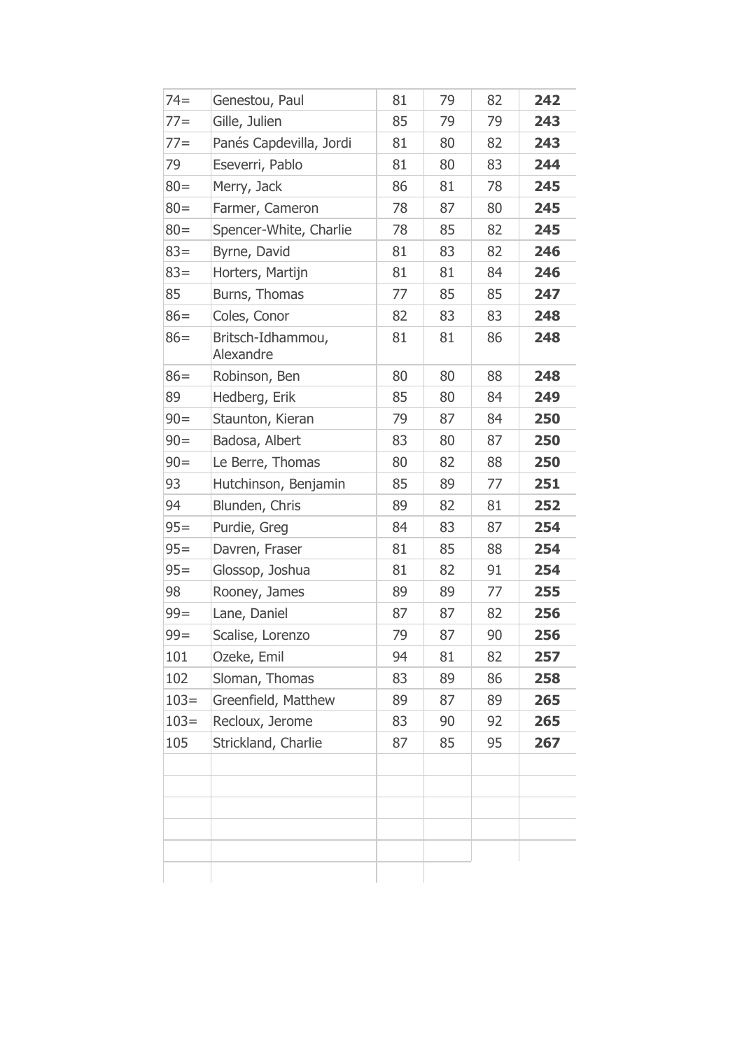| | | | | | |
|---|---|---|---|---|---|
| 74= | Genestou, Paul | 81 | 79 | 82 | **242** |
| 77= | Gille, Julien | 85 | 79 | 79 | **243** |
| 77= | Panés Capdevilla, Jordi | 81 | 80 | 82 | **243** |
| 79 | Eseverri, Pablo | 81 | 80 | 83 | **244** |
| 80= | Merry, Jack | 86 | 81 | 78 | **245** |
| 80= | Farmer, Cameron | 78 | 87 | 80 | **245** |
| 80= | Spencer-White, Charlie | 78 | 85 | 82 | **245** |
| 83= | Byrne, David | 81 | 83 | 82 | **246** |
| 83= | Horters, Martijn | 81 | 81 | 84 | **246** |
| 85 | Burns, Thomas | 77 | 85 | 85 | **247** |
| 86= | Coles, Conor | 82 | 83 | 83 | **248** |
| 86= | Britsch-Idhammou, Alexandre | 81 | 81 | 86 | **248** |
| 86= | Robinson, Ben | 80 | 80 | 88 | **248** |
| 89 | Hedberg, Erik | 85 | 80 | 84 | **249** |
| 90= | Staunton, Kieran | 79 | 87 | 84 | **250** |
| 90= | Badosa, Albert | 83 | 80 | 87 | **250** |
| 90= | Le Berre, Thomas | 80 | 82 | 88 | **250** |
| 93 | Hutchinson, Benjamin | 85 | 89 | 77 | **251** |
| 94 | Blunden, Chris | 89 | 82 | 81 | **252** |
| 95= | Purdie, Greg | 84 | 83 | 87 | **254** |
| 95= | Davren, Fraser | 81 | 85 | 88 | **254** |
| 95= | Glossop, Joshua | 81 | 82 | 91 | **254** |
| 98 | Rooney, James | 89 | 89 | 77 | **255** |
| 99= | Lane, Daniel | 87 | 87 | 82 | **256** |
| 99= | Scalise, Lorenzo | 79 | 87 | 90 | **256** |
| 101 | Ozeke, Emil | 94 | 81 | 82 | **257** |
| 102 | Sloman, Thomas | 83 | 89 | 86 | **258** |
| 103= | Greenfield, Matthew | 89 | 87 | 89 | **265** |
| 103= | Recloux, Jerome | 83 | 90 | 92 | **265** |
| 105 | Strickland, Charlie | 87 | 85 | 95 | **267** |